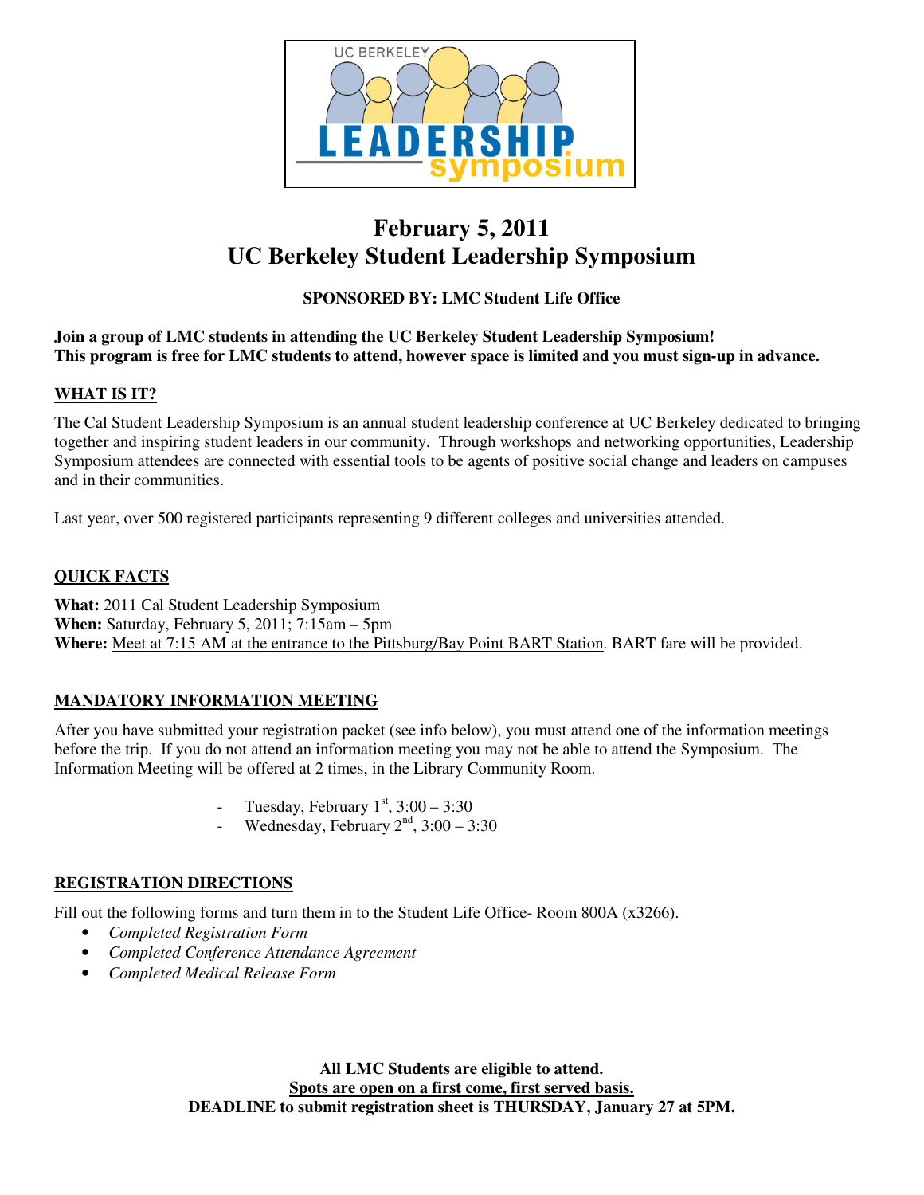UC BERKELEY LEADERSHIP symposium

# February 5, 2011
# UC Berkeley Student Leadership Symposium

**SPONSORED BY: LMC Student Life Office**

**Join a group of LMC students in attending the UC Berkeley Student Leadership Symposium!**
**This program is free for LMC students to attend, however space is limited and you must sign-up in advance.**

## WHAT IS IT?

The Cal Student Leadership Symposium is an annual student leadership conference at UC Berkeley dedicated to bringing together and inspiring student leaders in our community. Through workshops and networking opportunities, Leadership Symposium attendees are connected with essential tools to be agents of positive social change and leaders on campuses and in their communities.

Last year, over 500 registered participants representing 9 different colleges and universities attended.

## QUICK FACTS

**What:** 2011 Cal Student Leadership Symposium
**When:** Saturday, February 5, 2011; 7:15am – 5pm
**Where:** Meet at 7:15 AM at the entrance to the Pittsburg/Bay Point BART Station. BART fare will be provided.

## MANDATORY INFORMATION MEETING

After you have submitted your registration packet (see info below), you must attend one of the information meetings before the trip. If you do not attend an information meeting you may not be able to attend the Symposium. The Information Meeting will be offered at 2 times, in the Library Community Room.

- Tuesday, February 1st, 3:00 – 3:30
- Wednesday, February 2nd, 3:00 – 3:30

## REGISTRATION DIRECTIONS

Fill out the following forms and turn them in to the Student Life Office- Room 800A (x3266).

- *Completed Registration Form*
- *Completed Conference Attendance Agreement*
- *Completed Medical Release Form*

**All LMC Students are eligible to attend.**
**Spots are open on a first come, first served basis.**
**DEADLINE to submit registration sheet is THURSDAY, January 27 at 5PM.**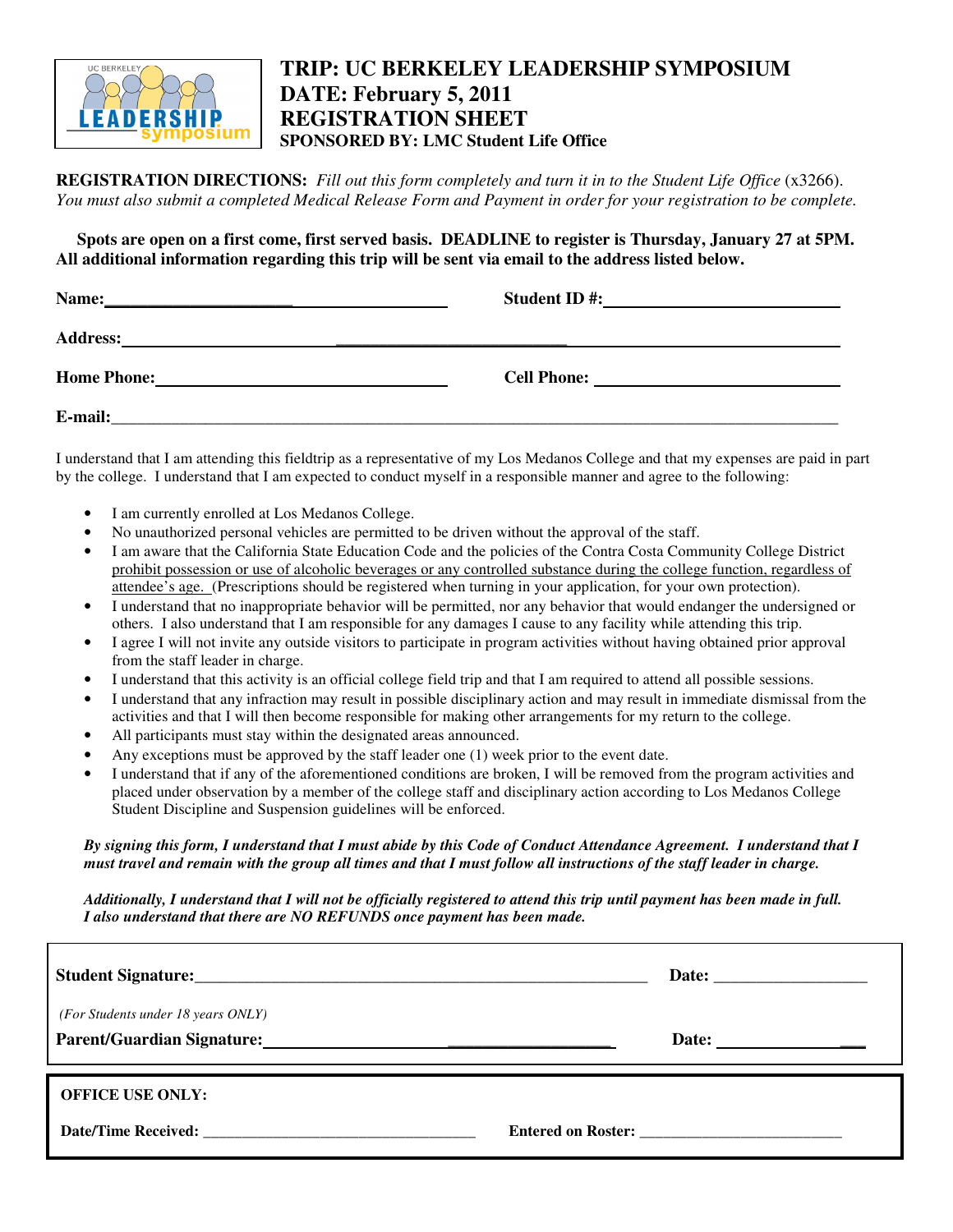# TRIP: UC BERKELEY LEADERSHIP SYMPOSIUM
# DATE: February 5, 2011
# REGISTRATION SHEET
### SPONSORED BY: LMC Student Life Office

**REGISTRATION DIRECTIONS:** *Fill out this form completely and turn it in to the Student Life Office* (x3266). *You must also submit a completed Medical Release Form and Payment in order for your registration to be complete.*

**Spots are open on a first come, first served basis. DEADLINE to register is Thursday, January 27 at 5PM. All additional information regarding this trip will be sent via email to the address listed below.**

**Name:**\_\_\_\_\_\_\_\_\_\_\_\_\_\_\_\_\_\_\_\_\_\_\_\_\_\_\_\_\_\_ **Student ID #:**\_\_\_\_\_\_\_\_\_\_\_\_\_\_\_\_\_\_\_\_\_\_\_\_\_

**Address:**\_\_\_\_\_\_\_\_\_\_\_\_\_\_\_\_\_\_\_\_\_\_\_\_\_\_\_\_\_\_\_\_\_\_\_\_\_\_\_\_\_\_\_\_\_\_\_\_\_\_\_\_\_\_\_\_\_\_\_\_

**Home Phone:**\_\_\_\_\_\_\_\_\_\_\_\_\_\_\_\_\_\_\_\_\_\_\_\_\_\_\_\_ **Cell Phone:** \_\_\_\_\_\_\_\_\_\_\_\_\_\_\_\_\_\_\_\_\_\_\_\_\_\_\_

**E-mail:**\_\_\_\_\_\_\_\_\_\_\_\_\_\_\_\_\_\_\_\_\_\_\_\_\_\_\_\_\_\_\_\_\_\_\_\_\_\_\_\_\_\_\_\_\_\_\_\_\_\_\_\_\_\_\_\_\_\_\_\_\_\_\_\_\_\_

I understand that I am attending this fieldtrip as a representative of my Los Medanos College and that my expenses are paid in part by the college. I understand that I am expected to conduct myself in a responsible manner and agree to the following:

- I am currently enrolled at Los Medanos College.
- No unauthorized personal vehicles are permitted to be driven without the approval of the staff.
- I am aware that the California State Education Code and the policies of the Contra Costa Community College District prohibit possession or use of alcoholic beverages or any controlled substance during the college function, regardless of attendee's age. (Prescriptions should be registered when turning in your application, for your own protection).
- I understand that no inappropriate behavior will be permitted, nor any behavior that would endanger the undersigned or others. I also understand that I am responsible for any damages I cause to any facility while attending this trip.
- I agree I will not invite any outside visitors to participate in program activities without having obtained prior approval from the staff leader in charge.
- I understand that this activity is an official college field trip and that I am required to attend all possible sessions.
- I understand that any infraction may result in possible disciplinary action and may result in immediate dismissal from the activities and that I will then become responsible for making other arrangements for my return to the college.
- All participants must stay within the designated areas announced.
- Any exceptions must be approved by the staff leader one (1) week prior to the event date.
- I understand that if any of the aforementioned conditions are broken, I will be removed from the program activities and placed under observation by a member of the college staff and disciplinary action according to Los Medanos College Student Discipline and Suspension guidelines will be enforced.

***By signing this form, I understand that I must abide by this Code of Conduct Attendance Agreement. I understand that I must travel and remain with the group all times and that I must follow all instructions of the staff leader in charge.***

***Additionally, I understand that I will not be officially registered to attend this trip until payment has been made in full. I also understand that there are NO REFUNDS once payment has been made.***

**Student Signature:**\_\_\_\_\_\_\_\_\_\_\_\_\_\_\_\_\_\_\_\_\_\_\_\_\_\_\_\_\_\_\_\_\_\_\_\_\_\_\_\_\_\_\_\_ **Date:** \_\_\_\_\_\_\_\_\_\_\_\_\_\_\_

*(For Students under 18 years ONLY)*

**Parent/Guardian Signature:**\_\_\_\_\_\_\_\_\_\_\_\_\_\_\_\_\_\_\_\_\_\_\_\_\_\_\_\_\_\_\_\_\_\_ **Date:** \_\_\_\_\_\_\_\_\_\_\_\_\_\_\_

**OFFICE USE ONLY:**

**Date/Time Received:** \_\_\_\_\_\_\_\_\_\_\_\_\_\_\_\_\_\_\_\_\_\_\_\_\_\_\_\_\_\_ **Entered on Roster:** \_\_\_\_\_\_\_\_\_\_\_\_\_\_\_\_\_\_\_\_\_\_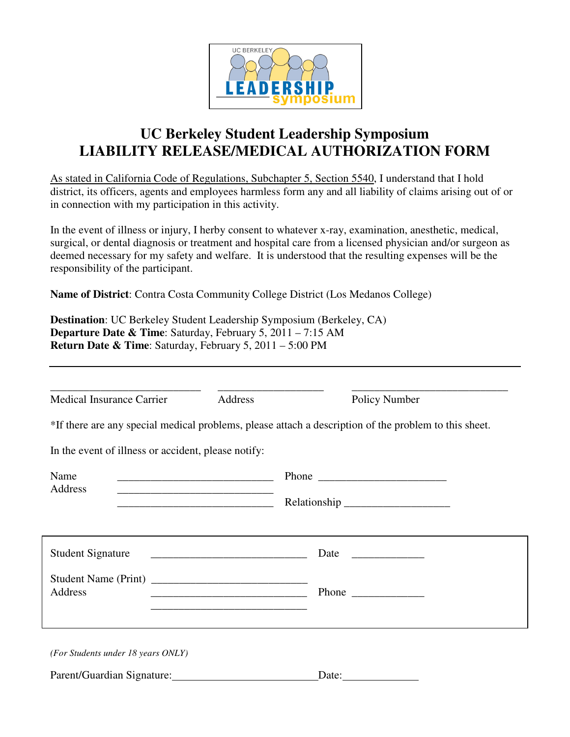# UC Berkeley Student Leadership Symposium
# LIABILITY RELEASE/MEDICAL AUTHORIZATION FORM

As stated in California Code of Regulations, Subchapter 5, Section 5540, I understand that I hold district, its officers, agents and employees harmless form any and all liability of claims arising out of or in connection with my participation in this activity.

In the event of illness or injury, I herby consent to whatever x-ray, examination, anesthetic, medical, surgical, or dental diagnosis or treatment and hospital care from a licensed physician and/or surgeon as deemed necessary for my safety and welfare. It is understood that the resulting expenses will be the responsibility of the participant.

**Name of District**: Contra Costa Community College District (Los Medanos College)

**Destination**: UC Berkeley Student Leadership Symposium (Berkeley, CA)
**Departure Date & Time**: Saturday, February 5, 2011 – 7:15 AM
**Return Date & Time**: Saturday, February 5, 2011 – 5:00 PM

---

Medical Insurance Carrier ____________ Address ____________ Policy Number ____________

*If there are any special medical problems, please attach a description of the problem to this sheet.

In the event of illness or accident, please notify:

Name ____________________________ Phone ______________________
Address ____________________________
____________________________ Relationship __________________

Student Signature ____________________________ Date ____________

Student Name (Print) ____________________________
Address ____________________________ Phone ____________
____________________________

*(For Students under 18 years ONLY)*

Parent/Guardian Signature:__________________________Date:_____________